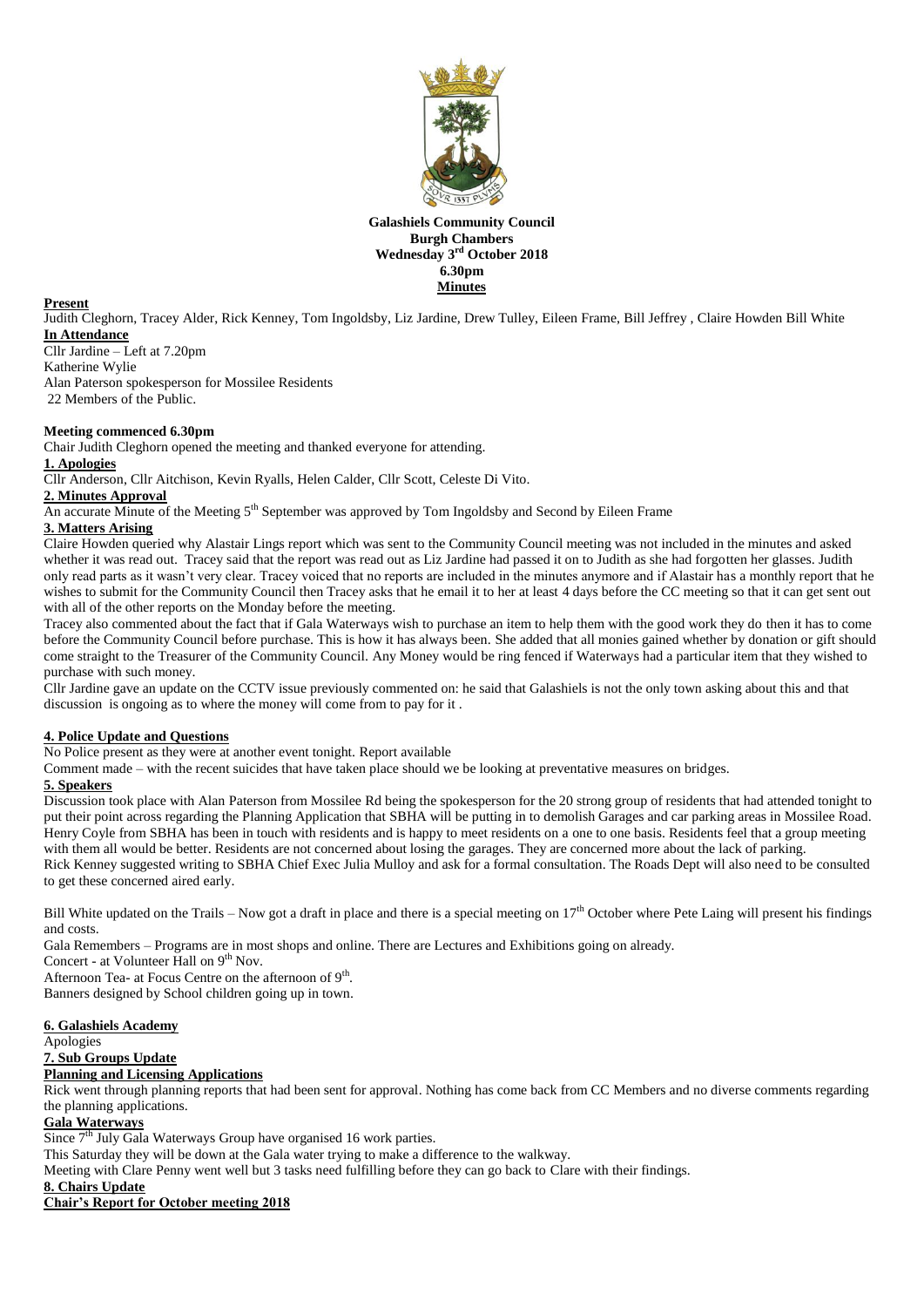**Galashiels Community Council**
**Burgh Chambers**
**Wednesday 3rd October 2018**
**6.30pm**
**Minutes**

**Present**

Judith Cleghorn, Tracey Alder, Rick Kenney, Tom Ingoldsby, Liz Jardine, Drew Tulley, Eileen Frame, Bill Jeffrey , Claire Howden Bill White

**In Attendance**

Cllr Jardine – Left at 7.20pm
Katherine Wylie
Alan Paterson spokesperson for Mossilee Residents
22 Members of the Public.

**Meeting commenced 6.30pm**

Chair Judith Cleghorn opened the meeting and thanked everyone for attending.

**1. Apologies**

Cllr Anderson, Cllr Aitchison, Kevin Ryalls, Helen Calder, Cllr Scott, Celeste Di Vito.

**2. Minutes Approval**

An accurate Minute of the Meeting 5th September was approved by Tom Ingoldsby and Second by Eileen Frame

**3. Matters Arising**

Claire Howden queried why Alastair Lings report which was sent to the Community Council meeting was not included in the minutes and asked whether it was read out. Tracey said that the report was read out as Liz Jardine had passed it on to Judith as she had forgotten her glasses. Judith only read parts as it wasn't very clear. Tracey voiced that no reports are included in the minutes anymore and if Alastair has a monthly report that he wishes to submit for the Community Council then Tracey asks that he email it to her at least 4 days before the CC meeting so that it can get sent out with all of the other reports on the Monday before the meeting.

Tracey also commented about the fact that if Gala Waterways wish to purchase an item to help them with the good work they do then it has to come before the Community Council before purchase. This is how it has always been. She added that all monies gained whether by donation or gift should come straight to the Treasurer of the Community Council. Any Money would be ring fenced if Waterways had a particular item that they wished to purchase with such money.

Cllr Jardine gave an update on the CCTV issue previously commented on: he said that Galashiels is not the only town asking about this and that discussion is ongoing as to where the money will come from to pay for it .

**4. Police Update and Questions**

No Police present as they were at another event tonight. Report available

Comment made – with the recent suicides that have taken place should we be looking at preventative measures on bridges.

**5. Speakers**

Discussion took place with Alan Paterson from Mossilee Rd being the spokesperson for the 20 strong group of residents that had attended tonight to put their point across regarding the Planning Application that SBHA will be putting in to demolish Garages and car parking areas in Mossilee Road. Henry Coyle from SBHA has been in touch with residents and is happy to meet residents on a one to one basis. Residents feel that a group meeting with them all would be better. Residents are not concerned about losing the garages. They are concerned more about the lack of parking.

Rick Kenney suggested writing to SBHA Chief Exec Julia Mulloy and ask for a formal consultation. The Roads Dept will also need to be consulted to get these concerned aired early.

Bill White updated on the Trails – Now got a draft in place and there is a special meeting on 17th October where Pete Laing will present his findings and costs.

Gala Remembers – Programs are in most shops and online. There are Lectures and Exhibitions going on already.

Concert - at Volunteer Hall on 9th Nov.

Afternoon Tea- at Focus Centre on the afternoon of 9th.

Banners designed by School children going up in town.

**6. Galashiels Academy**

Apologies

**7. Sub Groups Update**

**Planning and Licensing Applications**

Rick went through planning reports that had been sent for approval. Nothing has come back from CC Members and no diverse comments regarding the planning applications.

**Gala Waterways**

Since 7th July Gala Waterways Group have organised 16 work parties.

This Saturday they will be down at the Gala water trying to make a difference to the walkway.

Meeting with Clare Penny went well but 3 tasks need fulfilling before they can go back to Clare with their findings.

**8. Chairs Update**

**Chair's Report for October meeting 2018**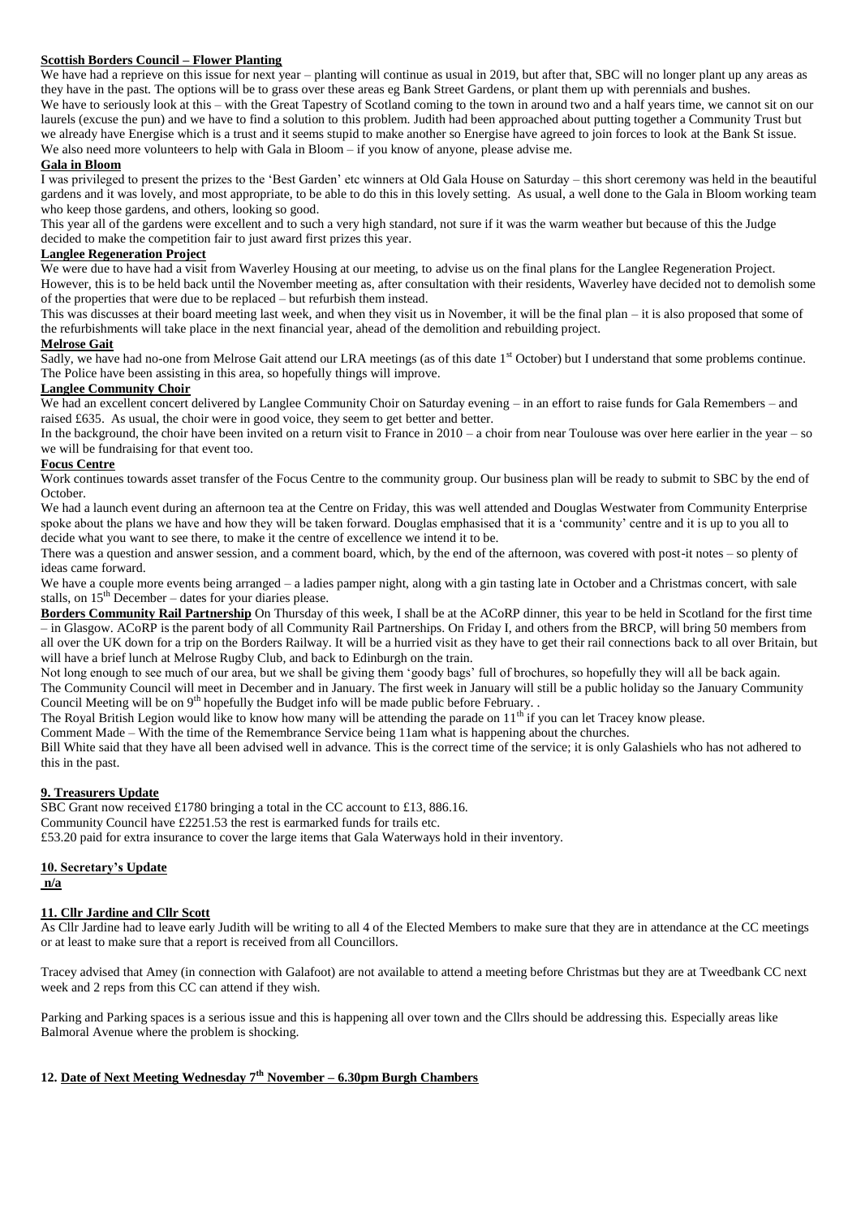**Scottish Borders Council – Flower Planting**

We have had a reprieve on this issue for next year – planting will continue as usual in 2019, but after that, SBC will no longer plant up any areas as they have in the past. The options will be to grass over these areas eg Bank Street Gardens, or plant them up with perennials and bushes.

We have to seriously look at this – with the Great Tapestry of Scotland coming to the town in around two and a half years time, we cannot sit on our laurels (excuse the pun) and we have to find a solution to this problem. Judith had been approached about putting together a Community Trust but we already have Energise which is a trust and it seems stupid to make another so Energise have agreed to join forces to look at the Bank St issue.

We also need more volunteers to help with Gala in Bloom – if you know of anyone, please advise me.

**Gala in Bloom**

I was privileged to present the prizes to the 'Best Garden' etc winners at Old Gala House on Saturday – this short ceremony was held in the beautiful gardens and it was lovely, and most appropriate, to be able to do this in this lovely setting. As usual, a well done to the Gala in Bloom working team who keep those gardens, and others, looking so good.

This year all of the gardens were excellent and to such a very high standard, not sure if it was the warm weather but because of this the Judge decided to make the competition fair to just award first prizes this year.

**Langlee Regeneration Project**

We were due to have had a visit from Waverley Housing at our meeting, to advise us on the final plans for the Langlee Regeneration Project. However, this is to be held back until the November meeting as, after consultation with their residents, Waverley have decided not to demolish some of the properties that were due to be replaced – but refurbish them instead.

This was discusses at their board meeting last week, and when they visit us in November, it will be the final plan – it is also proposed that some of the refurbishments will take place in the next financial year, ahead of the demolition and rebuilding project.

**Melrose Gait**

Sadly, we have had no-one from Melrose Gait attend our LRA meetings (as of this date 1st October) but I understand that some problems continue. The Police have been assisting in this area, so hopefully things will improve.

**Langlee Community Choir**

We had an excellent concert delivered by Langlee Community Choir on Saturday evening – in an effort to raise funds for Gala Remembers – and raised £635. As usual, the choir were in good voice, they seem to get better and better.

In the background, the choir have been invited on a return visit to France in 2010 – a choir from near Toulouse was over here earlier in the year – so we will be fundraising for that event too.

**Focus Centre**

Work continues towards asset transfer of the Focus Centre to the community group. Our business plan will be ready to submit to SBC by the end of October.

We had a launch event during an afternoon tea at the Centre on Friday, this was well attended and Douglas Westwater from Community Enterprise spoke about the plans we have and how they will be taken forward. Douglas emphasised that it is a 'community' centre and it is up to you all to decide what you want to see there, to make it the centre of excellence we intend it to be.

There was a question and answer session, and a comment board, which, by the end of the afternoon, was covered with post-it notes – so plenty of ideas came forward.

We have a couple more events being arranged – a ladies pamper night, along with a gin tasting late in October and a Christmas concert, with sale stalls, on 15th December – dates for your diaries please.

**Borders Community Rail Partnership** On Thursday of this week, I shall be at the ACoRP dinner, this year to be held in Scotland for the first time – in Glasgow. ACoRP is the parent body of all Community Rail Partnerships. On Friday I, and others from the BRCP, will bring 50 members from all over the UK down for a trip on the Borders Railway. It will be a hurried visit as they have to get their rail connections back to all over Britain, but will have a brief lunch at Melrose Rugby Club, and back to Edinburgh on the train.

Not long enough to see much of our area, but we shall be giving them 'goody bags' full of brochures, so hopefully they will all be back again.

The Community Council will meet in December and in January. The first week in January will still be a public holiday so the January Community Council Meeting will be on 9th hopefully the Budget info will be made public before February. .

The Royal British Legion would like to know how many will be attending the parade on 11th if you can let Tracey know please.

Comment Made – With the time of the Remembrance Service being 11am what is happening about the churches.

Bill White said that they have all been advised well in advance. This is the correct time of the service; it is only Galashiels who has not adhered to this in the past.

**9. Treasurers Update**

SBC Grant now received £1780 bringing a total in the CC account to £13, 886.16.

Community Council have £2251.53 the rest is earmarked funds for trails etc.

£53.20 paid for extra insurance to cover the large items that Gala Waterways hold in their inventory.

**10. Secretary's Update**

n/a

**11. Cllr Jardine and Cllr Scott**

As Cllr Jardine had to leave early Judith will be writing to all 4 of the Elected Members to make sure that they are in attendance at the CC meetings or at least to make sure that a report is received from all Councillors.

Tracey advised that Amey (in connection with Galafoot) are not available to attend a meeting before Christmas but they are at Tweedbank CC next week and 2 reps from this CC can attend if they wish.

Parking and Parking spaces is a serious issue and this is happening all over town and the Cllrs should be addressing this. Especially areas like Balmoral Avenue where the problem is shocking.

**12. Date of Next Meeting Wednesday 7th November – 6.30pm Burgh Chambers**